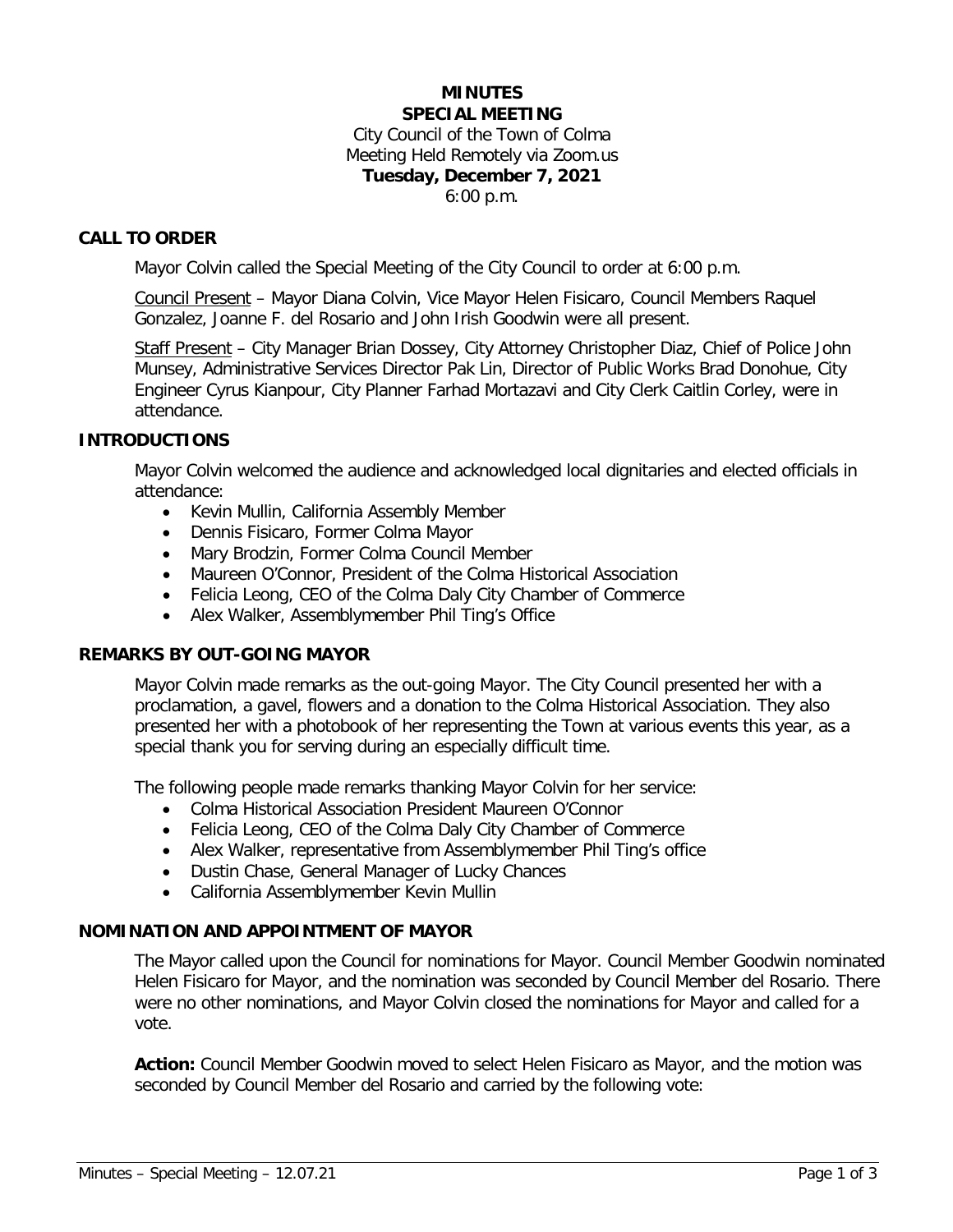# MINUTES
## SPECIAL MEETING

City Council of the Town of Colma
Meeting Held Remotely via Zoom.us
**Tuesday, December 7, 2021**
6:00 p.m.

## CALL TO ORDER

Mayor Colvin called the Special Meeting of the City Council to order at 6:00 p.m.

Council Present – Mayor Diana Colvin, Vice Mayor Helen Fisicaro, Council Members Raquel Gonzalez, Joanne F. del Rosario and John Irish Goodwin were all present.

Staff Present – City Manager Brian Dossey, City Attorney Christopher Diaz, Chief of Police John Munsey, Administrative Services Director Pak Lin, Director of Public Works Brad Donohue, City Engineer Cyrus Kianpour, City Planner Farhad Mortazavi and City Clerk Caitlin Corley, were in attendance.

## INTRODUCTIONS

Mayor Colvin welcomed the audience and acknowledged local dignitaries and elected officials in attendance:

- Kevin Mullin, California Assembly Member
- Dennis Fisicaro, Former Colma Mayor
- Mary Brodzin, Former Colma Council Member
- Maureen O'Connor, President of the Colma Historical Association
- Felicia Leong, CEO of the Colma Daly City Chamber of Commerce
- Alex Walker, Assemblymember Phil Ting's Office

## REMARKS BY OUT-GOING MAYOR

Mayor Colvin made remarks as the out-going Mayor. The City Council presented her with a proclamation, a gavel, flowers and a donation to the Colma Historical Association. They also presented her with a photobook of her representing the Town at various events this year, as a special thank you for serving during an especially difficult time.

The following people made remarks thanking Mayor Colvin for her service:

- Colma Historical Association President Maureen O'Connor
- Felicia Leong, CEO of the Colma Daly City Chamber of Commerce
- Alex Walker, representative from Assemblymember Phil Ting's office
- Dustin Chase, General Manager of Lucky Chances
- California Assemblymember Kevin Mullin

## NOMINATION AND APPOINTMENT OF MAYOR

The Mayor called upon the Council for nominations for Mayor. Council Member Goodwin nominated Helen Fisicaro for Mayor, and the nomination was seconded by Council Member del Rosario. There were no other nominations, and Mayor Colvin closed the nominations for Mayor and called for a vote.

**Action:** Council Member Goodwin moved to select Helen Fisicaro as Mayor, and the motion was seconded by Council Member del Rosario and carried by the following vote: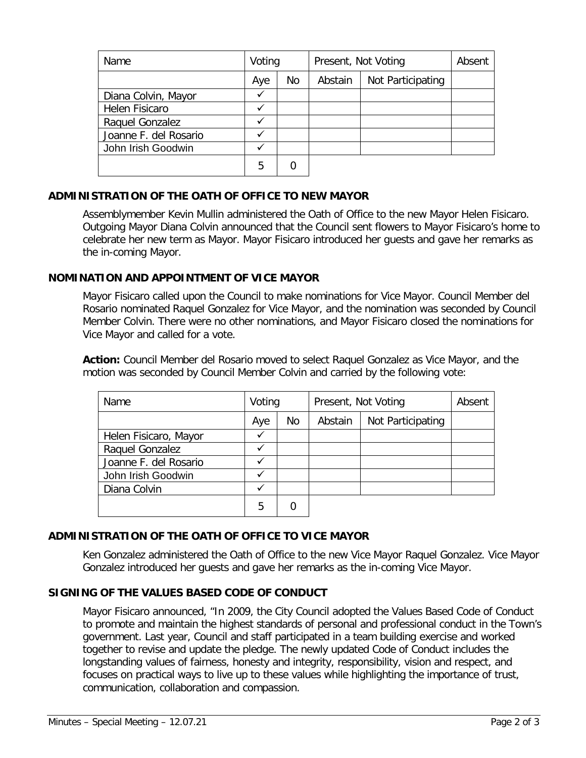| Name | Voting | | Present, Not Voting | | Absent |
|---|---|---|---|---|---|
| | Aye | No | Abstain | Not Participating | |
| Diana Colvin, Mayor | ✓ | | | | |
| Helen Fisicaro | ✓ | | | | |
| Raquel Gonzalez | ✓ | | | | |
| Joanne F. del Rosario | ✓ | | | | |
| John Irish Goodwin | ✓ | | | | |
| | 5 | 0 | | | |

## ADMINISTRATION OF THE OATH OF OFFICE TO NEW MAYOR

Assemblymember Kevin Mullin administered the Oath of Office to the new Mayor Helen Fisicaro. Outgoing Mayor Diana Colvin announced that the Council sent flowers to Mayor Fisicaro's home to celebrate her new term as Mayor. Mayor Fisicaro introduced her guests and gave her remarks as the in-coming Mayor.

## NOMINATION AND APPOINTMENT OF VICE MAYOR

Mayor Fisicaro called upon the Council to make nominations for Vice Mayor. Council Member del Rosario nominated Raquel Gonzalez for Vice Mayor, and the nomination was seconded by Council Member Colvin. There were no other nominations, and Mayor Fisicaro closed the nominations for Vice Mayor and called for a vote.

**Action:** Council Member del Rosario moved to select Raquel Gonzalez as Vice Mayor, and the motion was seconded by Council Member Colvin and carried by the following vote:

| Name | Voting | | Present, Not Voting | | Absent |
|---|---|---|---|---|---|
| | Aye | No | Abstain | Not Participating | |
| Helen Fisicaro, Mayor | ✓ | | | | |
| Raquel Gonzalez | ✓ | | | | |
| Joanne F. del Rosario | ✓ | | | | |
| John Irish Goodwin | ✓ | | | | |
| Diana Colvin | ✓ | | | | |
| | 5 | 0 | | | |

## ADMINISTRATION OF THE OATH OF OFFICE TO VICE MAYOR

Ken Gonzalez administered the Oath of Office to the new Vice Mayor Raquel Gonzalez. Vice Mayor Gonzalez introduced her guests and gave her remarks as the in-coming Vice Mayor.

## SIGNING OF THE VALUES BASED CODE OF CONDUCT

Mayor Fisicaro announced, "In 2009, the City Council adopted the Values Based Code of Conduct to promote and maintain the highest standards of personal and professional conduct in the Town's government. Last year, Council and staff participated in a team building exercise and worked together to revise and update the pledge. The newly updated Code of Conduct includes the longstanding values of fairness, honesty and integrity, responsibility, vision and respect, and focuses on practical ways to live up to these values while highlighting the importance of trust, communication, collaboration and compassion.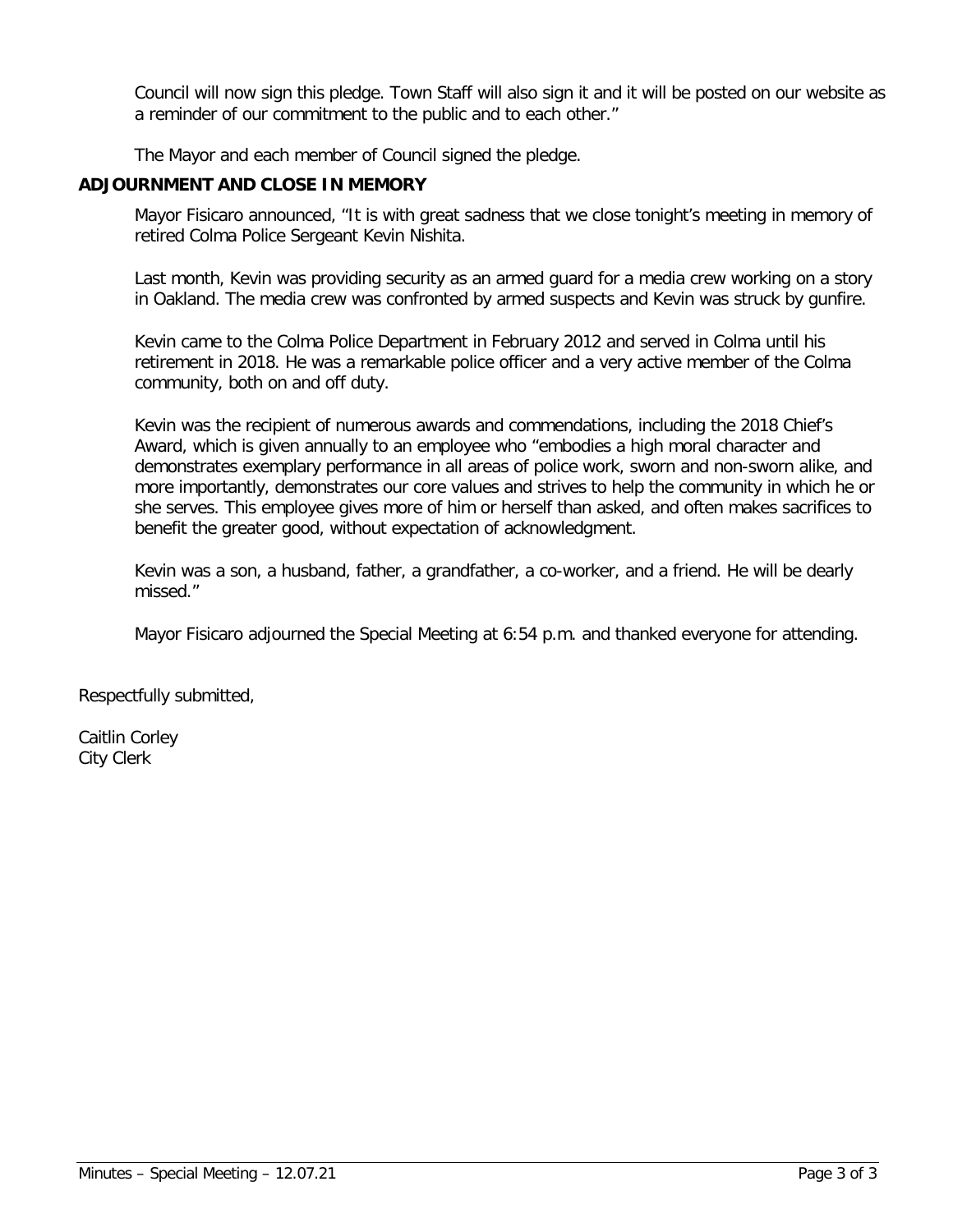Council will now sign this pledge. Town Staff will also sign it and it will be posted on our website as a reminder of our commitment to the public and to each other."

The Mayor and each member of Council signed the pledge.

## ADJOURNMENT AND CLOSE IN MEMORY

Mayor Fisicaro announced, "It is with great sadness that we close tonight's meeting in memory of retired Colma Police Sergeant Kevin Nishita.

Last month, Kevin was providing security as an armed guard for a media crew working on a story in Oakland. The media crew was confronted by armed suspects and Kevin was struck by gunfire.

Kevin came to the Colma Police Department in February 2012 and served in Colma until his retirement in 2018. He was a remarkable police officer and a very active member of the Colma community, both on and off duty.

Kevin was the recipient of numerous awards and commendations, including the 2018 Chief's Award, which is given annually to an employee who "embodies a high moral character and demonstrates exemplary performance in all areas of police work, sworn and non-sworn alike, and more importantly, demonstrates our core values and strives to help the community in which he or she serves. This employee gives more of him or herself than asked, and often makes sacrifices to benefit the greater good, without expectation of acknowledgment.

Kevin was a son, a husband, father, a grandfather, a co-worker, and a friend. He will be dearly missed."

Mayor Fisicaro adjourned the Special Meeting at 6:54 p.m. and thanked everyone for attending.

Respectfully submitted,

Caitlin Corley
City Clerk